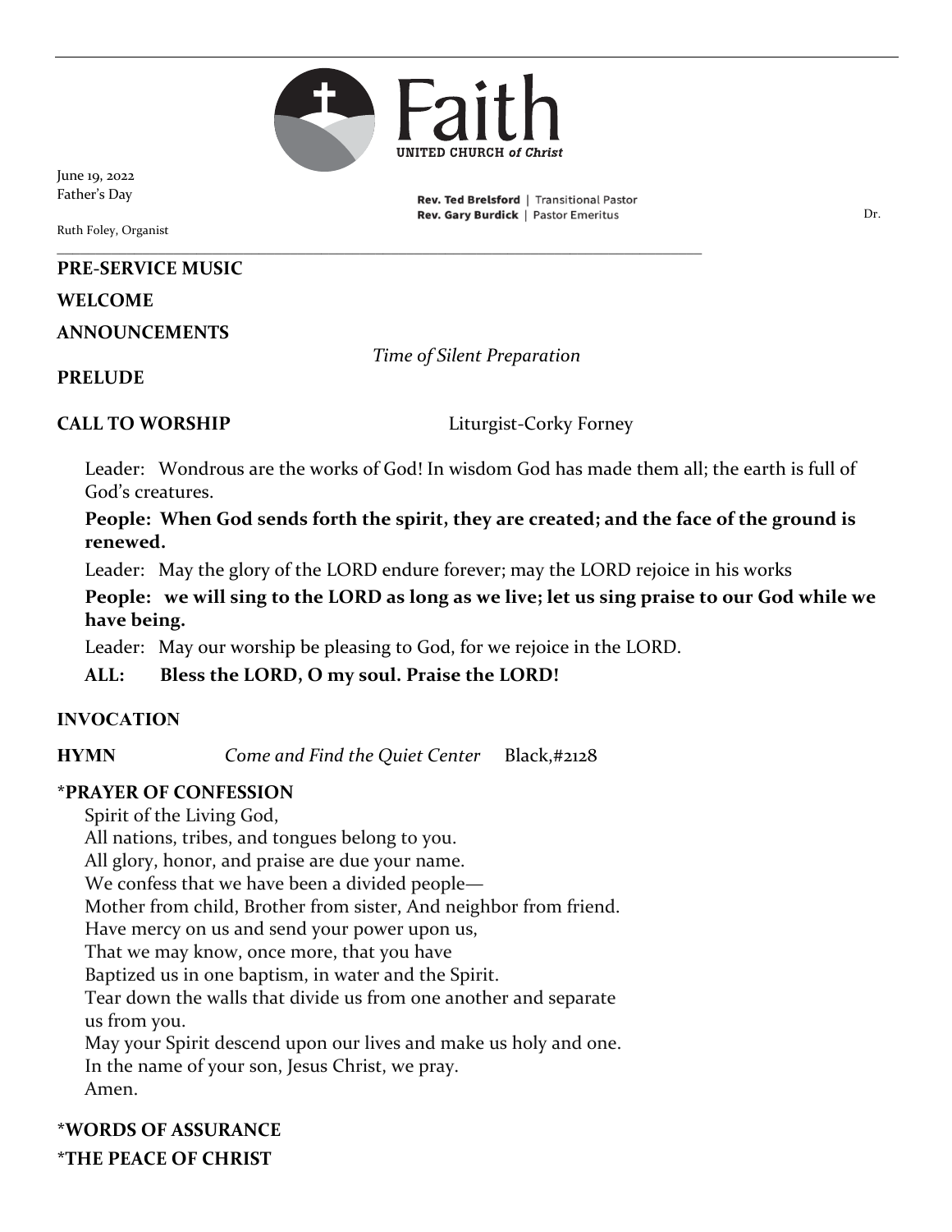Faith UNITED CHURCH *of Christ*

June 19, 2022
Father's Day

Rev. Ted Brelsford | Transitional Pastor
Rev. Gary Burdick | Pastor Emeritus

Dr.

Ruth Foley, Organist

**PRE-SERVICE MUSIC**

**WELCOME**

**ANNOUNCEMENTS**

*Time of Silent Preparation*

**PRELUDE**

**CALL TO WORSHIP** Liturgist-Corky Forney

Leader: Wondrous are the works of God! In wisdom God has made them all; the earth is full of God's creatures.

**People: When God sends forth the spirit, they are created; and the face of the ground is renewed.**

Leader: May the glory of the LORD endure forever; may the LORD rejoice in his works

**People: we will sing to the LORD as long as we live; let us sing praise to our God while we have being.**

Leader: May our worship be pleasing to God, for we rejoice in the LORD.

**ALL: Bless the LORD, O my soul. Praise the LORD!**

**INVOCATION**

**HYMN** *Come and Find the Quiet Center* Black,#2128

**\*PRAYER OF CONFESSION**

Spirit of the Living God,
All nations, tribes, and tongues belong to you.
All glory, honor, and praise are due your name.
We confess that we have been a divided people—
Mother from child, Brother from sister, And neighbor from friend.
Have mercy on us and send your power upon us,
That we may know, once more, that you have
Baptized us in one baptism, in water and the Spirit.
Tear down the walls that divide us from one another and separate us from you.
May your Spirit descend upon our lives and make us holy and one.
In the name of your son, Jesus Christ, we pray.
Amen.

**\*WORDS OF ASSURANCE**

**\*THE PEACE OF CHRIST**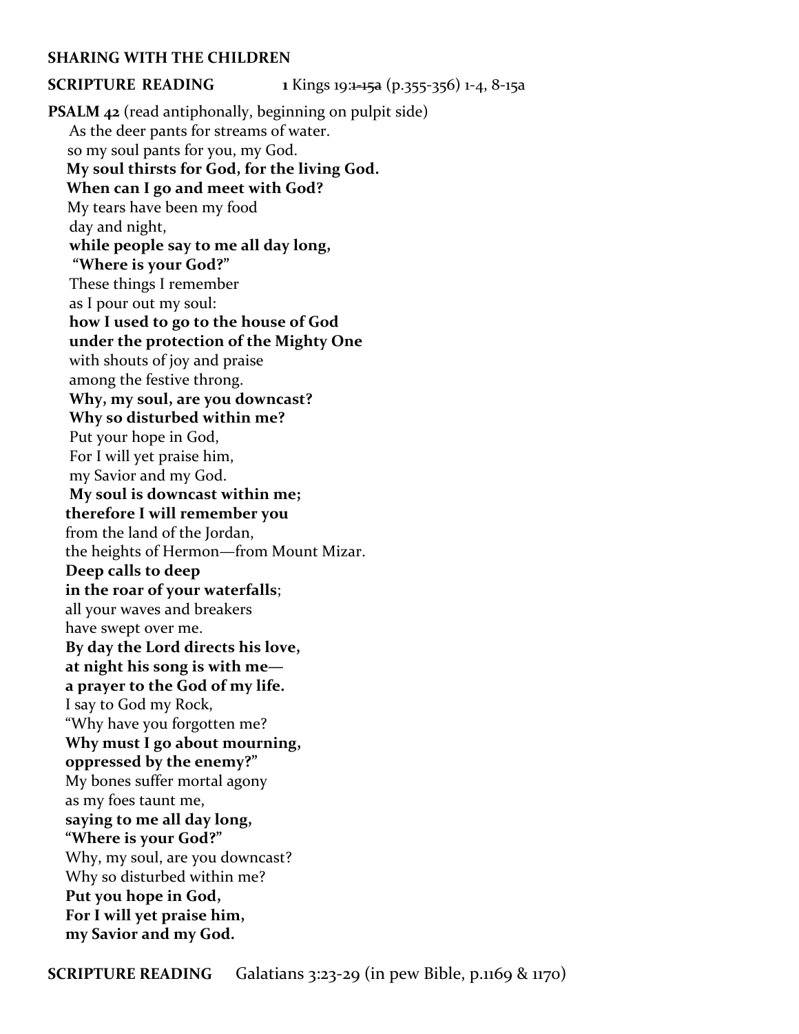**SHARING WITH THE CHILDREN**

**SCRIPTURE READING** **1** Kings 19:~~1-15a~~ (p.355-356) 1-4, 8-15a

**PSALM 42** (read antiphonally, beginning on pulpit side)

As the deer pants for streams of water.  
so my soul pants for you, my God.  
**My soul thirsts for God, for the living God.**  
**When can I go and meet with God?**  
My tears have been my food  
day and night,  
**while people say to me all day long,**  
**"Where is your God?"**  
These things I remember  
as I pour out my soul:  
**how I used to go to the house of God**  
**under the protection of the Mighty One**  
with shouts of joy and praise  
among the festive throng.  
**Why, my soul, are you downcast?**  
**Why so disturbed within me?**  
Put your hope in God,  
For I will yet praise him,  
my Savior and my God.  
**My soul is downcast within me;**  
**therefore I will remember you**  
from the land of the Jordan,  
the heights of Hermon—from Mount Mizar.  
**Deep calls to deep**  
**in the roar of your waterfalls**;  
all your waves and breakers  
have swept over me.  
**By day the Lord directs his love,**  
**at night his song is with me—**  
**a prayer to the God of my life.**  
I say to God my Rock,  
"Why have you forgotten me?  
**Why must I go about mourning,**  
**oppressed by the enemy?"**  
My bones suffer mortal agony  
as my foes taunt me,  
**saying to me all day long,**  
**"Where is your God?"**  
Why, my soul, are you downcast?  
Why so disturbed within me?  
**Put you hope in God,**  
**For I will yet praise him,**  
**my Savior and my God.**

**SCRIPTURE READING** Galatians 3:23-29 (in pew Bible, p.1169 & 1170)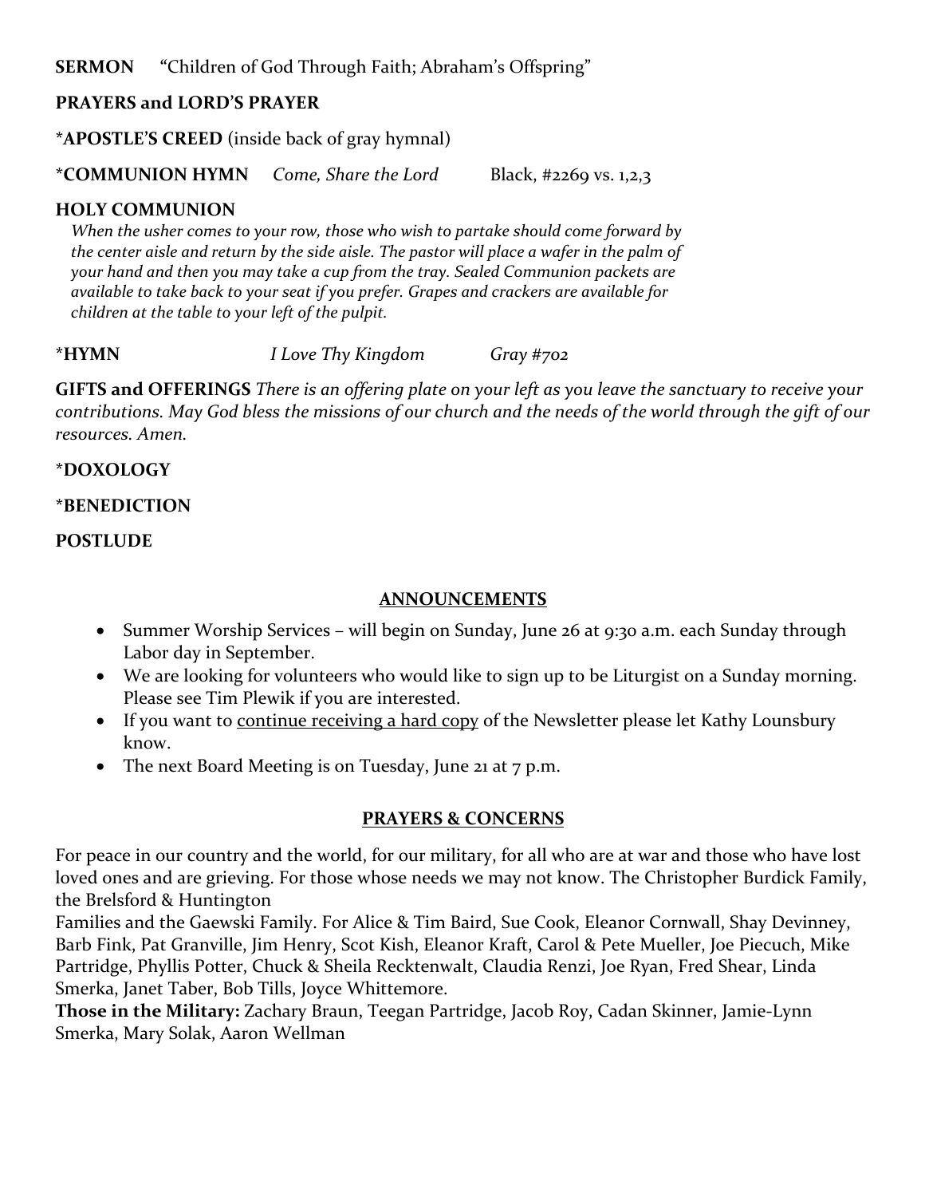**SERMON** "Children of God Through Faith; Abraham's Offspring"

**PRAYERS and LORD'S PRAYER**

\***APOSTLE'S CREED** (inside back of gray hymnal)

\***COMMUNION HYMN** *Come, Share the Lord* Black, #2269 vs. 1,2,3

**HOLY COMMUNION**

*When the usher comes to your row, those who wish to partake should come forward by the center aisle and return by the side aisle. The pastor will place a wafer in the palm of your hand and then you may take a cup from the tray. Sealed Communion packets are available to take back to your seat if you prefer. Grapes and crackers are available for children at the table to your left of the pulpit.*

\***HYMN** *I Love Thy Kingdom* *Gray #702*

**GIFTS and OFFERINGS** *There is an offering plate on your left as you leave the sanctuary to receive your contributions. May God bless the missions of our church and the needs of the world through the gift of our resources. Amen.*

\***DOXOLOGY**

\***BENEDICTION**

**POSTLUDE**

## ANNOUNCEMENTS

- Summer Worship Services – will begin on Sunday, June 26 at 9:30 a.m. each Sunday through Labor day in September.
- We are looking for volunteers who would like to sign up to be Liturgist on a Sunday morning. Please see Tim Plewik if you are interested.
- If you want to continue receiving a hard copy of the Newsletter please let Kathy Lounsbury know.
- The next Board Meeting is on Tuesday, June 21 at 7 p.m.

## PRAYERS & CONCERNS

For peace in our country and the world, for our military, for all who are at war and those who have lost loved ones and are grieving. For those whose needs we may not know. The Christopher Burdick Family, the Brelsford & Huntington

Families and the Gaewski Family. For Alice & Tim Baird, Sue Cook, Eleanor Cornwall, Shay Devinney, Barb Fink, Pat Granville, Jim Henry, Scot Kish, Eleanor Kraft, Carol & Pete Mueller, Joe Piecuch, Mike Partridge, Phyllis Potter, Chuck & Sheila Recktenwalt, Claudia Renzi, Joe Ryan, Fred Shear, Linda Smerka, Janet Taber, Bob Tills, Joyce Whittemore.

**Those in the Military:** Zachary Braun, Teegan Partridge, Jacob Roy, Cadan Skinner, Jamie-Lynn Smerka, Mary Solak, Aaron Wellman